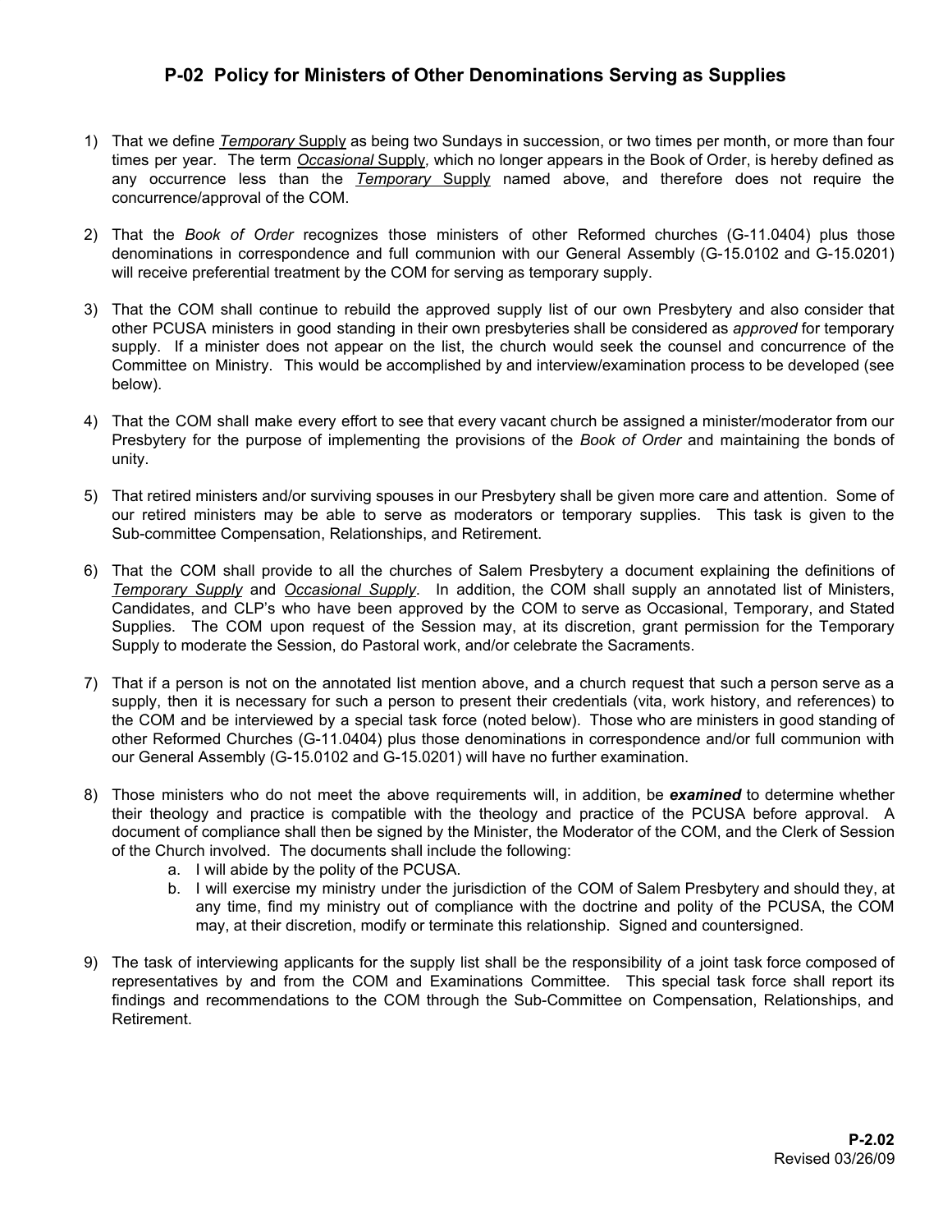# P-02 Policy for Ministers of Other Denominations Serving as Supplies

1) That we define ***Temporary*** Supply as being two Sundays in succession, or two times per month, or more than four times per year. The term ***Occasional*** Supply, which no longer appears in the Book of Order, is hereby defined as any occurrence less than the ***Temporary*** Supply named above, and therefore does not require the concurrence/approval of the COM.

2) That the *Book of Order* recognizes those ministers of other Reformed churches (G-11.0404) plus those denominations in correspondence and full communion with our General Assembly (G-15.0102 and G-15.0201) will receive preferential treatment by the COM for serving as temporary supply.

3) That the COM shall continue to rebuild the approved supply list of our own Presbytery and also consider that other PCUSA ministers in good standing in their own presbyteries shall be considered as *approved* for temporary supply. If a minister does not appear on the list, the church would seek the counsel and concurrence of the Committee on Ministry. This would be accomplished by and interview/examination process to be developed (see below).

4) That the COM shall make every effort to see that every vacant church be assigned a minister/moderator from our Presbytery for the purpose of implementing the provisions of the *Book of Order* and maintaining the bonds of unity.

5) That retired ministers and/or surviving spouses in our Presbytery shall be given more care and attention. Some of our retired ministers may be able to serve as moderators or temporary supplies. This task is given to the Sub-committee Compensation, Relationships, and Retirement.

6) That the COM shall provide to all the churches of Salem Presbytery a document explaining the definitions of *Temporary Supply* and *Occasional Supply*. In addition, the COM shall supply an annotated list of Ministers, Candidates, and CLP's who have been approved by the COM to serve as Occasional, Temporary, and Stated Supplies. The COM upon request of the Session may, at its discretion, grant permission for the Temporary Supply to moderate the Session, do Pastoral work, and/or celebrate the Sacraments.

7) That if a person is not on the annotated list mention above, and a church request that such a person serve as a supply, then it is necessary for such a person to present their credentials (vita, work history, and references) to the COM and be interviewed by a special task force (noted below). Those who are ministers in good standing of other Reformed Churches (G-11.0404) plus those denominations in correspondence and/or full communion with our General Assembly (G-15.0102 and G-15.0201) will have no further examination.

8) Those ministers who do not meet the above requirements will, in addition, be ***examined*** to determine whether their theology and practice is compatible with the theology and practice of the PCUSA before approval. A document of compliance shall then be signed by the Minister, the Moderator of the COM, and the Clerk of Session of the Church involved. The documents shall include the following:
   a. I will abide by the polity of the PCUSA.
   b. I will exercise my ministry under the jurisdiction of the COM of Salem Presbytery and should they, at any time, find my ministry out of compliance with the doctrine and polity of the PCUSA, the COM may, at their discretion, modify or terminate this relationship. Signed and countersigned.

9) The task of interviewing applicants for the supply list shall be the responsibility of a joint task force composed of representatives by and from the COM and Examinations Committee. This special task force shall report its findings and recommendations to the COM through the Sub-Committee on Compensation, Relationships, and Retirement.

**P-2.02**
Revised 03/26/09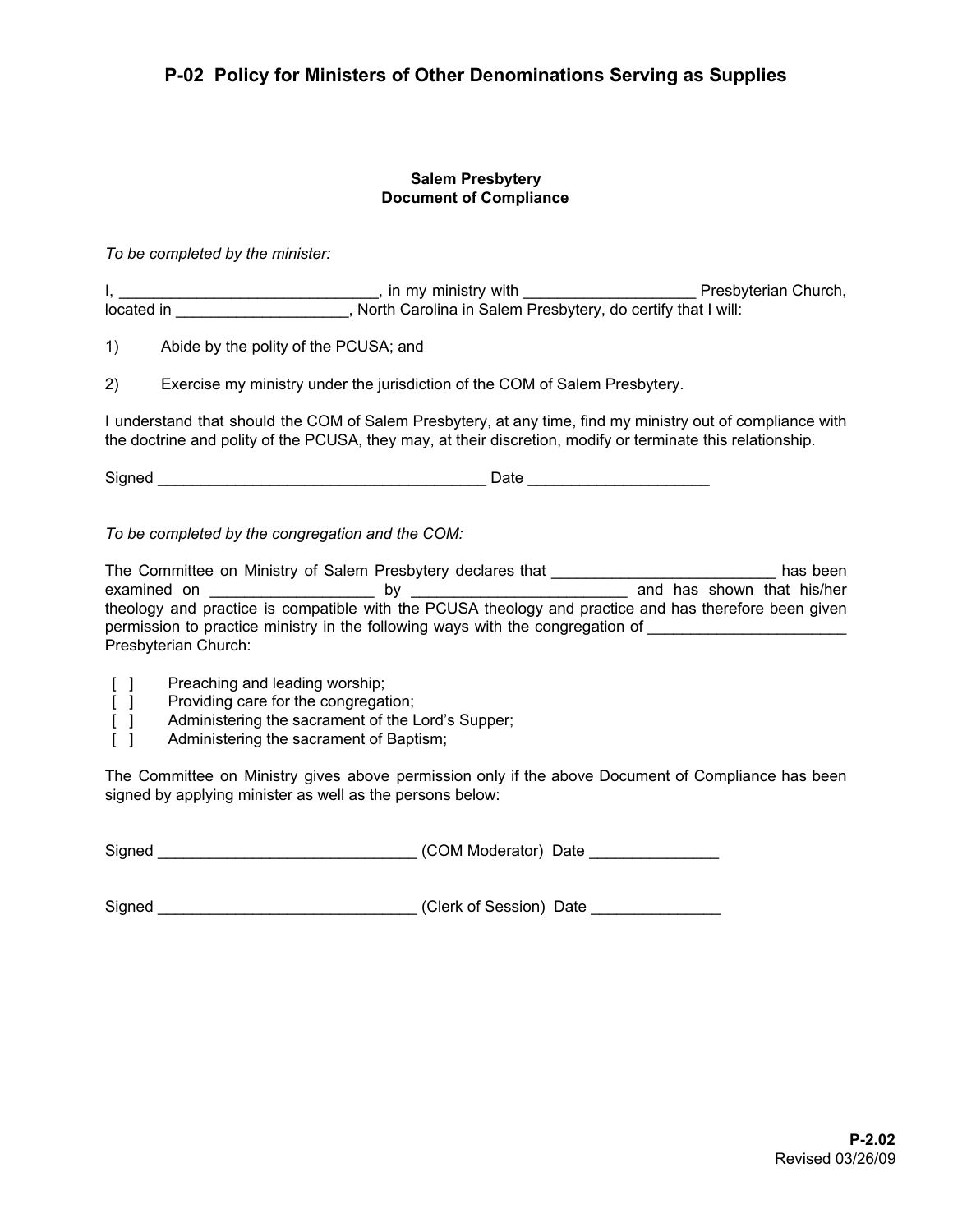# P-02 Policy for Ministers of Other Denominations Serving as Supplies

**Salem Presbytery**
**Document of Compliance**

*To be completed by the minister:*

I, ______________________________, in my ministry with ___________________ Presbyterian Church, located in ___________________, North Carolina in Salem Presbytery, do certify that I will:

1) Abide by the polity of the PCUSA; and

2) Exercise my ministry under the jurisdiction of the COM of Salem Presbytery.

I understand that should the COM of Salem Presbytery, at any time, find my ministry out of compliance with the doctrine and polity of the PCUSA, they may, at their discretion, modify or terminate this relationship.

Signed ______________________________________ Date _____________________

*To be completed by the congregation and the COM:*

The Committee on Ministry of Salem Presbytery declares that _________________________ has been examined on __________________ by ________________________ and has shown that his/her theology and practice is compatible with the PCUSA theology and practice and has therefore been given permission to practice ministry in the following ways with the congregation of ______________________ Presbyterian Church:

[ ] Preaching and leading worship;
[ ] Providing care for the congregation;
[ ] Administering the sacrament of the Lord's Supper;
[ ] Administering the sacrament of Baptism;

The Committee on Ministry gives above permission only if the above Document of Compliance has been signed by applying minister as well as the persons below:

Signed ______________________________ (COM Moderator) Date _______________

Signed ______________________________ (Clerk of Session) Date _______________

**P-2.02**
Revised 03/26/09